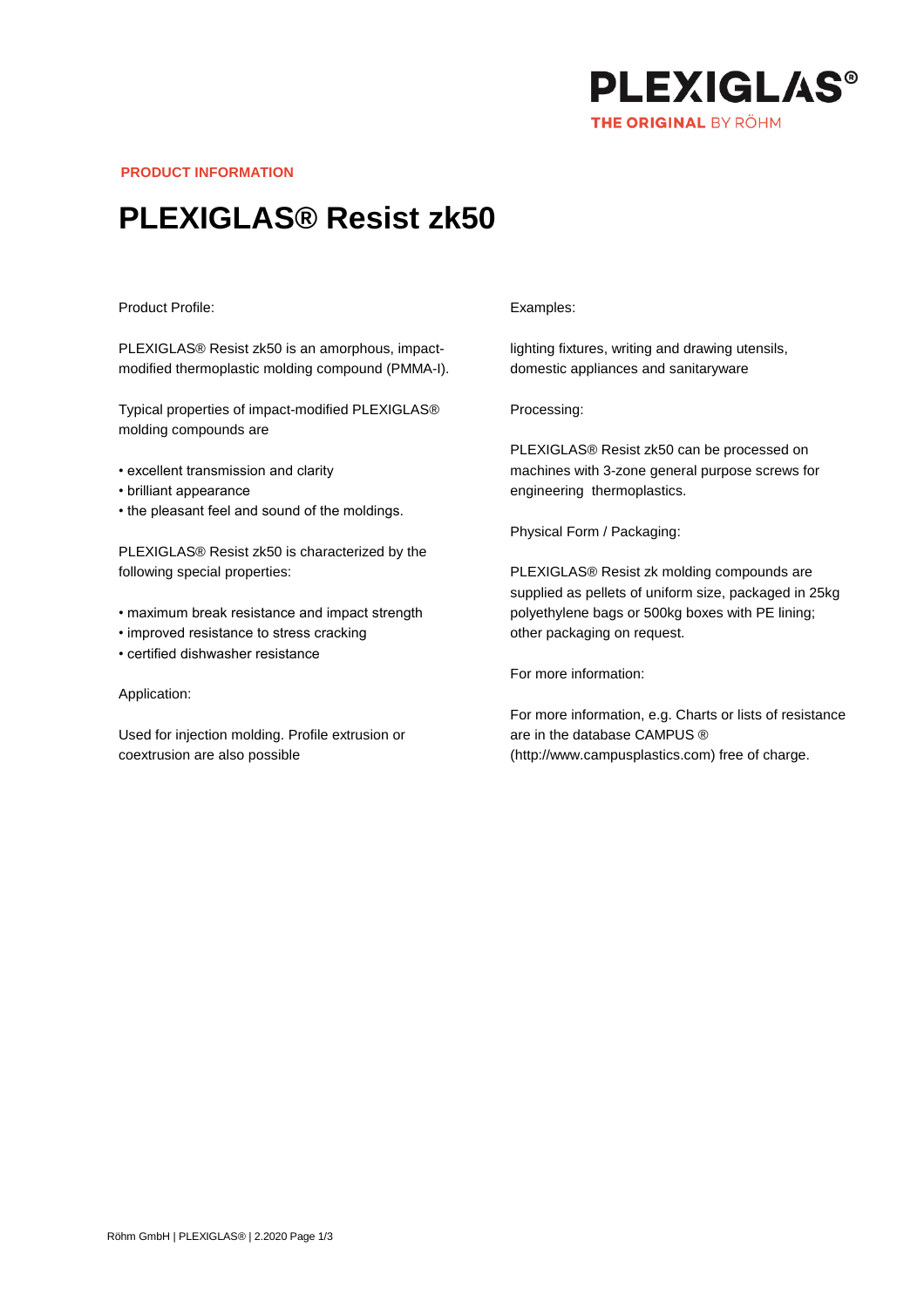PRODUCT INFORMATION

# PLEXIGLAS® Resist zk50

Product Profile:

PLEXIGLAS® Resist zk50 is an amorphous, impact-modified thermoplastic molding compound (PMMA-I).

Typical properties of impact-modified PLEXIGLAS® molding compounds are

- excellent transmission and clarity
- brilliant appearance
- the pleasant feel and sound of the moldings.

PLEXIGLAS® Resist zk50 is characterized by the following special properties:

- maximum break resistance and impact strength
- improved resistance to stress cracking
- certified dishwasher resistance

Application:

Used for injection molding. Profile extrusion or coextrusion are also possible

Examples:

lighting fixtures, writing and drawing utensils, domestic appliances and sanitaryware

Processing:

PLEXIGLAS® Resist zk50 can be processed on machines with 3-zone general purpose screws for engineering thermoplastics.

Physical Form / Packaging:

PLEXIGLAS® Resist zk molding compounds are supplied as pellets of uniform size, packaged in 25kg polyethylene bags or 500kg boxes with PE lining; other packaging on request.

For more information:

For more information, e.g. Charts or lists of resistance are in the database CAMPUS ® (http://www.campusplastics.com) free of charge.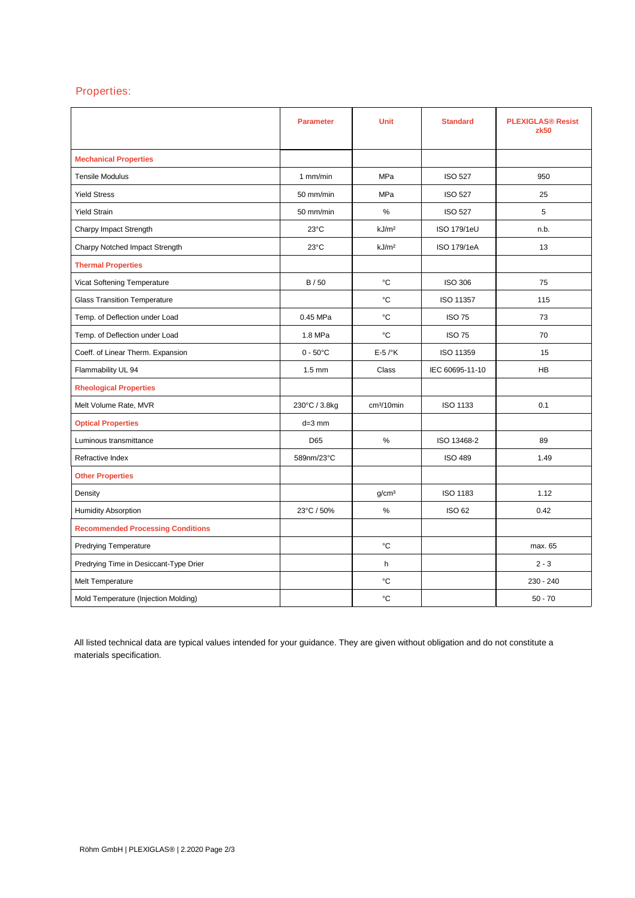## Properties:

| | Parameter | Unit | Standard | PLEXIGLAS® Resist zk50 |
|---|---|---|---|---|
| **Mechanical Properties** | | | | |
| Tensile Modulus | 1 mm/min | MPa | ISO 527 | 950 |
| Yield Stress | 50 mm/min | MPa | ISO 527 | 25 |
| Yield Strain | 50 mm/min | % | ISO 527 | 5 |
| Charpy Impact Strength | 23°C | kJ/m² | ISO 179/1eU | n.b. |
| Charpy Notched Impact Strength | 23°C | kJ/m² | ISO 179/1eA | 13 |
| **Thermal Properties** | | | | |
| Vicat Softening Temperature | B / 50 | °C | ISO 306 | 75 |
| Glass Transition Temperature | | °C | ISO 11357 | 115 |
| Temp. of Deflection under Load | 0.45 MPa | °C | ISO 75 | 73 |
| Temp. of Deflection under Load | 1.8 MPa | °C | ISO 75 | 70 |
| Coeff. of Linear Therm. Expansion | 0 - 50°C | E-5 /°K | ISO 11359 | 15 |
| Flammability UL 94 | 1.5 mm | Class | IEC 60695-11-10 | HB |
| **Rheological Properties** | | | | |
| Melt Volume Rate, MVR | 230°C / 3.8kg | cm³/10min | ISO 1133 | 0.1 |
| **Optical Properties** | d=3 mm | | | |
| Luminous transmittance | D65 | % | ISO 13468-2 | 89 |
| Refractive Index | 589nm/23°C | | ISO 489 | 1.49 |
| **Other Properties** | | | | |
| Density | | g/cm³ | ISO 1183 | 1.12 |
| Humidity Absorption | 23°C / 50% | % | ISO 62 | 0.42 |
| **Recommended Processing Conditions** | | | | |
| Predrying Temperature | | °C | | max. 65 |
| Predrying Time in Desiccant-Type Drier | | h | | 2 - 3 |
| Melt Temperature | | °C | | 230 - 240 |
| Mold Temperature (Injection Molding) | | °C | | 50 - 70 |

All listed technical data are typical values intended for your guidance. They are given without obligation and do not constitute a materials specification.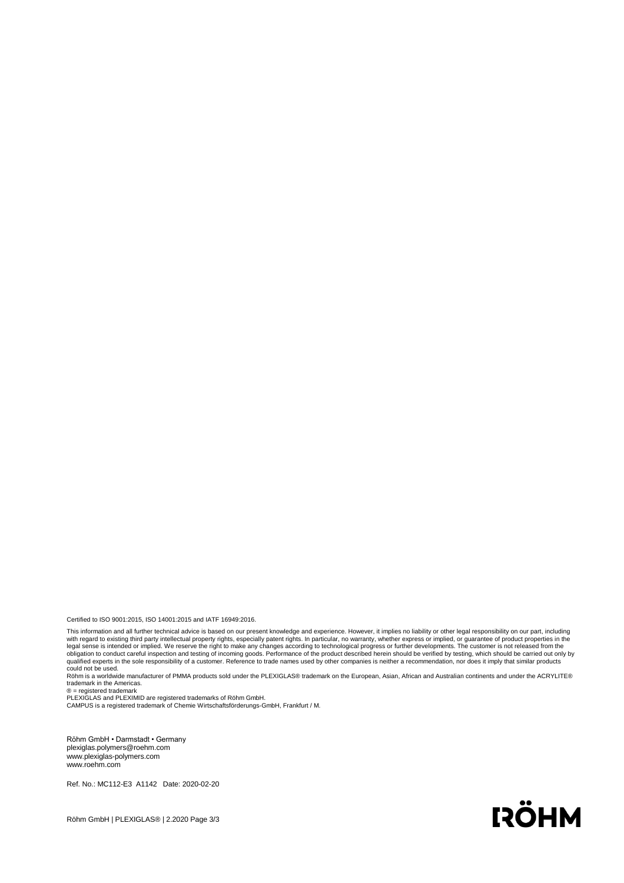Certified to ISO 9001:2015, ISO 14001:2015 and IATF 16949:2016.

This information and all further technical advice is based on our present knowledge and experience. However, it implies no liability or other legal responsibility on our part, including with regard to existing third party intellectual property rights, especially patent rights. In particular, no warranty, whether express or implied, or guarantee of product properties in the legal sense is intended or implied. We reserve the right to make any changes according to technological progress or further developments. The customer is not released from the obligation to conduct careful inspection and testing of incoming goods. Performance of the product described herein should be verified by testing, which should be carried out only by qualified experts in the sole responsibility of a customer. Reference to trade names used by other companies is neither a recommendation, nor does it imply that similar products could not be used.
Röhm is a worldwide manufacturer of PMMA products sold under the PLEXIGLAS® trademark on the European, Asian, African and Australian continents and under the ACRYLITE® trademark in the Americas.
® = registered trademark
PLEXIGLAS and PLEXIMID are registered trademarks of Röhm GmbH.
CAMPUS is a registered trademark of Chemie Wirtschaftsförderungs-GmbH, Frankfurt / M.

Röhm GmbH • Darmstadt • Germany
plexiglas.polymers@roehm.com
www.plexiglas-polymers.com
www.roehm.com

Ref. No.: MC112-E3 A1142 Date: 2020-02-20

RÖHM